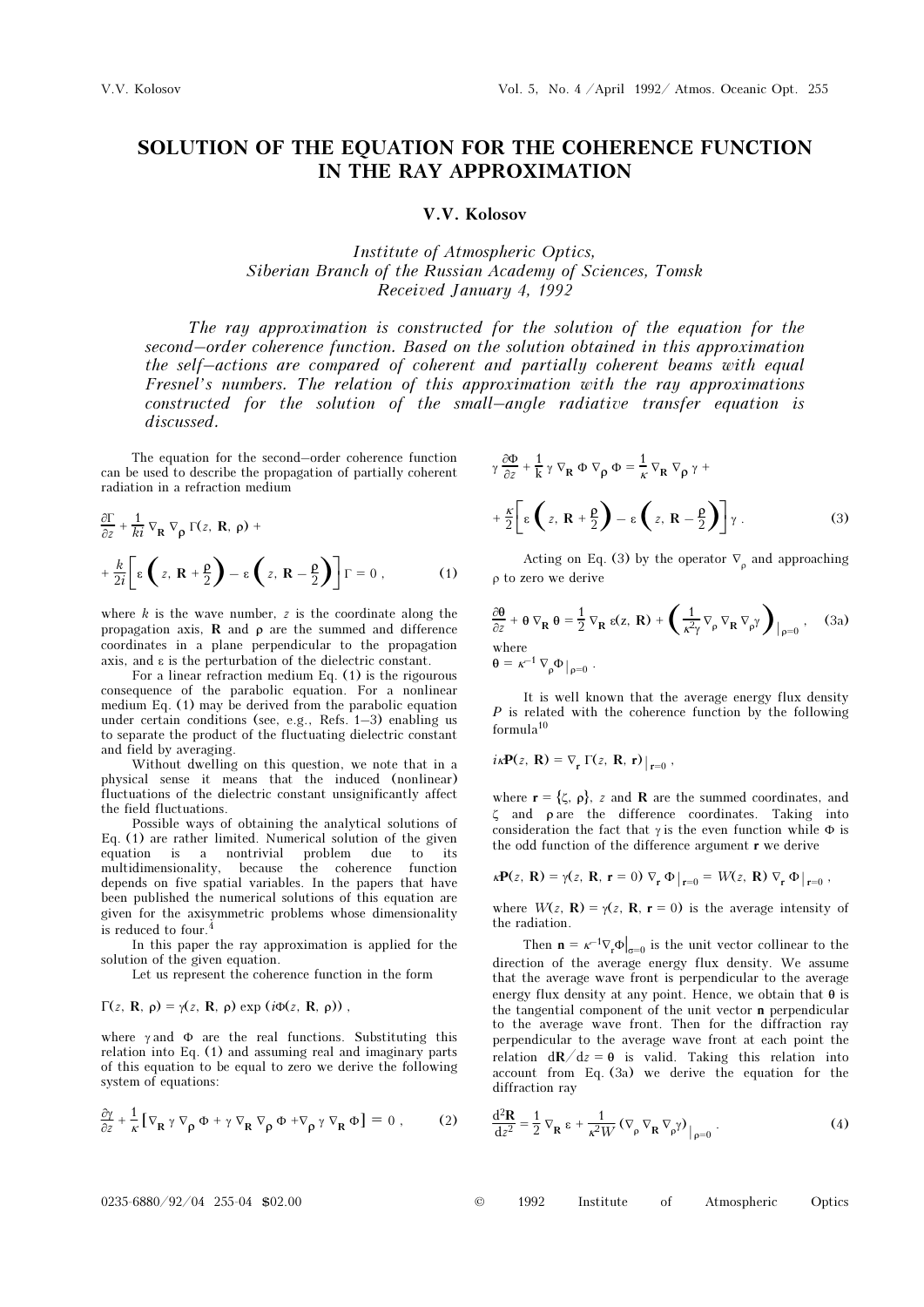# SOLUTION OF THE EQUATION FOR THE COHERENCE FUNCTION IN THE RAY APPROXIMATION

**V.V. Kolosov**

*Institute of Atmospheric Optics,*
*Siberian Branch of the Russian Academy of Sciences, Tomsk*
*Received January 4, 1992*

*The ray approximation is constructed for the solution of the equation for the second–order coherence function. Based on the solution obtained in this approximation the self–actions are compared of coherent and partially coherent beams with equal Fresnel's numbers. The relation of this approximation with the ray approximations constructed for the solution of the small–angle radiative transfer equation is discussed.*

The equation for the second–order coherence function can be used to describe the propagation of partially coherent radiation in a refraction medium

$$\frac{\partial \Gamma}{\partial z} + \frac{1}{ki}\nabla_{\mathbf{R}}\nabla_{\mathbf{\rho}}\Gamma(z,\,\mathbf{R},\,\mathbf{\rho}) + \frac{k}{2i}\left[\varepsilon\left(z,\,\mathbf{R}+\frac{\mathbf{\rho}}{2}\right)-\varepsilon\left(z,\,\mathbf{R}-\frac{\mathbf{\rho}}{2}\right)\right]\Gamma = 0\,, \qquad (1)$$

where $k$ is the wave number, $z$ is the coordinate along the propagation axis, $\mathbf{R}$ and $\mathbf{\rho}$ are the summed and difference coordinates in a plane perpendicular to the propagation axis, and $\varepsilon$ is the perturbation of the dielectric constant.

For a linear refraction medium Eq. (1) is the rigourous consequence of the parabolic equation. For a nonlinear medium Eq. (1) may be derived from the parabolic equation under certain conditions (see, e.g., Refs. 1–3) enabling us to separate the product of the fluctuating dielectric constant and field by averaging.

Without dwelling on this question, we note that in a physical sense it means that the induced (nonlinear) fluctuations of the dielectric constant unsignificantly affect the field fluctuations.

Possible ways of obtaining the analytical solutions of Eq. (1) are rather limited. Numerical solution of the given equation is a nontrivial problem due to its multidimensionality, because the coherence function depends on five spatial variables. In the papers that have been published the numerical solutions of this equation are given for the axisymmetric problems whose dimensionality is reduced to four.[4]

In this paper the ray approximation is applied for the solution of the given equation.

Let us represent the coherence function in the form

$$\Gamma(z,\,\mathbf{R},\,\mathbf{\rho}) = \gamma(z,\,\mathbf{R},\,\mathbf{\rho})\exp\left(i\Phi(z,\,\mathbf{R},\,\mathbf{\rho})\right),$$

where $\gamma$ and $\Phi$ are the real functions. Substituting this relation into Eq. (1) and assuming real and imaginary parts of this equation to be equal to zero we derive the following system of equations:

$$\frac{\partial \gamma}{\partial z} + \frac{1}{\kappa}\left[\nabla_{\mathbf{R}}\gamma\nabla_{\mathbf{\rho}}\Phi + \gamma\nabla_{\mathbf{R}}\nabla_{\mathbf{\rho}}\Phi + \nabla_{\mathbf{\rho}}\gamma\nabla_{\mathbf{R}}\Phi\right] = 0\,, \qquad (2)$$

$$\gamma\frac{\partial \Phi}{\partial z} + \frac{1}{k}\gamma\nabla_{\mathbf{R}}\Phi\nabla_{\mathbf{\rho}}\Phi = \frac{1}{\kappa}\nabla_{\mathbf{R}}\nabla_{\mathbf{\rho}}\gamma + \frac{\kappa}{2}\left[\varepsilon\left(z,\,\mathbf{R}+\frac{\mathbf{\rho}}{2}\right)-\varepsilon\left(z,\,\mathbf{R}-\frac{\mathbf{\rho}}{2}\right)\right]\gamma\,. \qquad (3)$$

Acting on Eq. (3) by the operator $\nabla_{\rho}$ and approaching $\rho$ to zero we derive

$$\frac{\partial \mathbf{\theta}}{\partial z} + \mathbf{\theta}\nabla_{\mathbf{R}}\mathbf{\theta} = \frac{1}{2}\nabla_{\mathbf{R}}\varepsilon(z,\,\mathbf{R}) + \left(\frac{1}{\kappa^2\gamma}\nabla_{\rho}\nabla_{\mathbf{R}}\nabla_{\rho}\gamma\right)\Big|_{\rho=0}\,, \qquad (3a)$$

where

$\mathbf{\theta} = \kappa^{-1}\nabla_{\rho}\Phi|_{\rho=0}$ .

It is well known that the average energy flux density $P$ is related with the coherence function by the following formula[10]

$$i\kappa\mathbf{P}(z,\,\mathbf{R}) = \nabla_{\mathbf{r}}\Gamma(z,\,\mathbf{R},\,\mathbf{r})|_{\mathbf{r}=0}\,,$$

where $\mathbf{r} = \{\zeta,\,\mathbf{\rho}\}$, $z$ and $\mathbf{R}$ are the summed coordinates, and $\zeta$ and $\mathbf{\rho}$ are the difference coordinates. Taking into consideration the fact that $\gamma$ is the even function while $\Phi$ is the odd function of the difference argument $\mathbf{r}$ we derive

$$\kappa\mathbf{P}(z,\,\mathbf{R}) = \gamma(z,\,\mathbf{R},\,\mathbf{r}=0)\nabla_{\mathbf{r}}\Phi|_{\mathbf{r}=0} = W(z,\,\mathbf{R})\nabla_{\mathbf{r}}\Phi|_{\mathbf{r}=0}\,,$$

where $W(z,\,\mathbf{R}) = \gamma(z,\,\mathbf{R},\,\mathbf{r}=0)$ is the average intensity of the radiation.

Then $\mathbf{n} = \kappa^{-1}\nabla_{\mathbf{r}}\Phi|_{\sigma=0}$ is the unit vector collinear to the direction of the average energy flux density. We assume that the average wave front is perpendicular to the average energy flux density at any point. Hence, we obtain that $\mathbf{\theta}$ is the tangential component of the unit vector $\mathbf{n}$ perpendicular to the average wave front. Then for the diffraction ray perpendicular to the average wave front at each point the relation $\mathrm{d}\mathbf{R}/\mathrm{d}z = \mathbf{\theta}$ is valid. Taking this relation into account from Eq. (3a) we derive the equation for the diffraction ray

$$\frac{\mathrm{d}^2\mathbf{R}}{\mathrm{d}z^2} = \frac{1}{2}\nabla_{\mathbf{R}}\varepsilon + \frac{1}{\kappa^2 W}\left(\nabla_{\rho}\nabla_{\mathbf{R}}\nabla_{\rho}\gamma\right)\Big|_{\rho=0}\,. \qquad (4)$$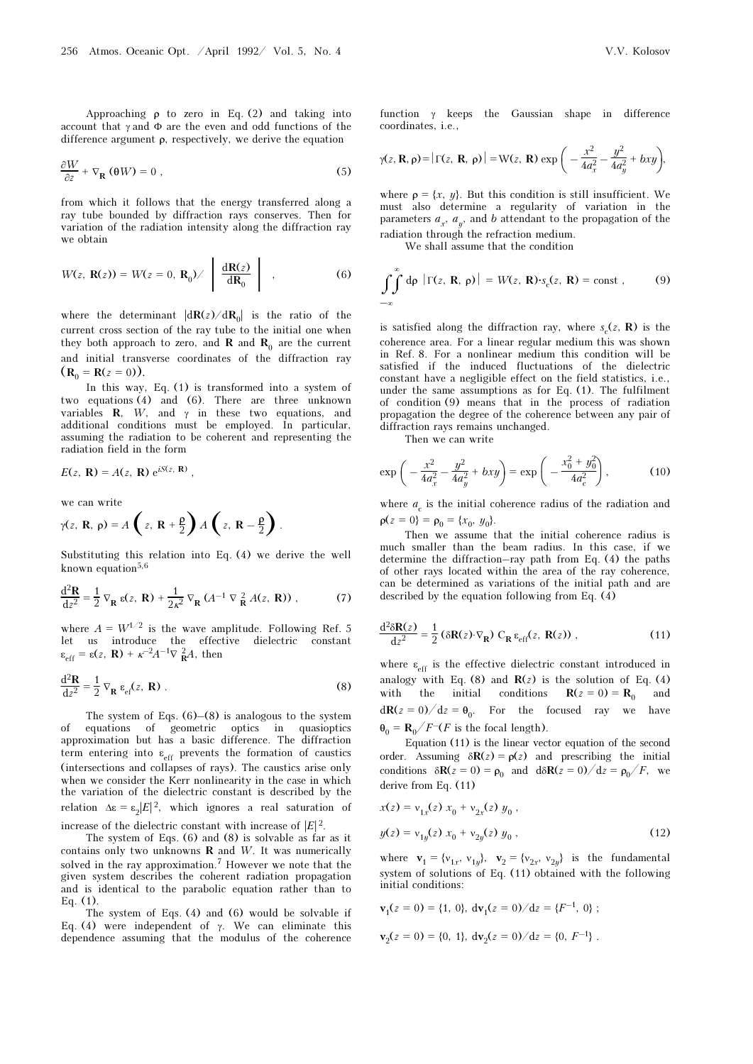Approaching $\rho$ to zero in Eq. (2) and taking into account that $\gamma$ and $\Phi$ are the even and odd functions of the difference argument $\rho$, respectively, we derive the equation

$$\frac{\partial W}{\partial z} + \nabla_{\mathbf{R}} (\theta W) = 0 , \tag{5}$$

from which it follows that the energy transferred along a ray tube bounded by diffraction rays conserves. Then for variation of the radiation intensity along the diffraction ray we obtain

$$W(z, \mathbf{R}(z)) = W(z = 0, \mathbf{R}_0) / \left| \frac{\mathrm{d}\mathbf{R}(z)}{\mathrm{d}\mathbf{R}_0} \right| , \tag{6}$$

where the determinant $|\mathrm{d}\mathbf{R}(z)/\mathrm{d}\mathbf{R}_0|$ is the ratio of the current cross section of the ray tube to the initial one when they both approach to zero, and $\mathbf{R}$ and $\mathbf{R}_0$ are the current and initial transverse coordinates of the diffraction ray ($\mathbf{R}_0 = \mathbf{R}(z = 0)$).

In this way, Eq. (1) is transformed into a system of two equations (4) and (6). There are three unknown variables $\mathbf{R}$, $W$, and $\gamma$ in these two equations, and additional conditions must be employed. In particular, assuming the radiation to be coherent and representing the radiation field in the form

$$E(z, \mathbf{R}) = A(z, \mathbf{R})\, e^{iS(z, \mathbf{R})} ,$$

we can write

$$\gamma(z, \mathbf{R}, \rho) = A\left(z, \mathbf{R} + \frac{\rho}{2}\right) A\left(z, \mathbf{R} - \frac{\rho}{2}\right) .$$

Substituting this relation into Eq. (4) we derive the well known equation[5,6]

$$\frac{\mathrm{d}^2\mathbf{R}}{\mathrm{d}z^2} = \frac{1}{2} \nabla_{\mathbf{R}} \, \varepsilon(z, \mathbf{R}) + \frac{1}{2\kappa^2} \nabla_{\mathbf{R}} \left(A^{-1} \nabla^2_{\mathbf{R}} A(z, \mathbf{R})\right) , \tag{7}$$

where $A = W^{1/2}$ is the wave amplitude. Following Ref. 5 let us introduce the effective dielectric constant $\varepsilon_{\mathrm{eff}} = \varepsilon(z, \mathbf{R}) + \kappa^{-2} A^{-1} \nabla^2_{\mathbf{R}} A$, then

$$\frac{\mathrm{d}^2\mathbf{R}}{\mathrm{d}z^2} = \frac{1}{2} \nabla_{\mathbf{R}} \, \varepsilon_{\mathrm{ef}}(z, \mathbf{R}) . \tag{8}$$

The system of Eqs. (6)–(8) is analogous to the system of equations of geometric optics in quasioptics approximation but has a basic difference. The diffraction term entering into $\varepsilon_{\mathrm{eff}}$ prevents the formation of caustics (intersections and collapses of rays). The caustics arise only when we consider the Kerr nonlinearity in the case in which the variation of the dielectric constant is described by the relation $\Delta\varepsilon = \varepsilon_2 |E|^2$, which ignores a real saturation of increase of the dielectric constant with increase of $|E|^2$.

The system of Eqs. (6) and (8) is solvable as far as it contains only two unknowns $\mathbf{R}$ and $W$. It was numerically solved in the ray approximation.[7] However we note that the given system describes the coherent radiation propagation and is identical to the parabolic equation rather than to Eq. (1).

The system of Eqs. (4) and (6) would be solvable if Eq. (4) were independent of $\gamma$. We can eliminate this dependence assuming that the modulus of the coherence function $\gamma$ keeps the Gaussian shape in difference coordinates, i.e.,

$$\gamma(z, \mathbf{R}, \rho) = |\Gamma(z, \mathbf{R}, \rho)| = W(z, \mathbf{R}) \exp\left(-\frac{x^2}{4a_x^2} - \frac{y^2}{4a_y^2} + bxy\right),$$

where $\rho = \{x, y\}$. But this condition is still insufficient. We must also determine a regularity of variation in the parameters $a_x$, $a_y$, and $b$ attendant to the propagation of the radiation through the refraction medium.

We shall assume that the condition

$$\int\!\!\int_{-\infty}^{\infty} \mathrm{d}\rho \, |\Gamma(z, \mathbf{R}, \rho)| = W(z, \mathbf{R}) \cdot s_c(z, \mathbf{R}) = \mathrm{const} , \tag{9}$$

is satisfied along the diffraction ray, where $s_c(z, \mathbf{R})$ is the coherence area. For a linear regular medium this was shown in Ref. 8. For a nonlinear medium this condition will be satisfied if the induced fluctuations of the dielectric constant have a negligible effect on the field statistics, i.e., under the same assumptions as for Eq. (1). The fulfilment of condition (9) means that in the process of radiation propagation the degree of the coherence between any pair of diffraction rays remains unchanged.

Then we can write

$$\exp\left(-\frac{x^2}{4a_x^2} - \frac{y^2}{4a_y^2} + bxy\right) = \exp\left(-\frac{x_0^2 + y_0^2}{4a_c^2}\right) , \tag{10}$$

where $a_c$ is the initial coherence radius of the radiation and $\rho(z = 0) = \rho_0 = \{x_0, y_0\}$.

Then we assume that the initial coherence radius is much smaller than the beam radius. In this case, if we determine the diffraction–ray path from Eq. (4) the paths of other rays located within the area of the ray coherence, can be determined as variations of the initial path and are described by the equation following from Eq. (4)

$$\frac{\mathrm{d}^2\delta\mathbf{R}(z)}{\mathrm{d}z^2} = \frac{1}{2} (\delta\mathbf{R}(z) \cdot \nabla_{\mathbf{R}}) \, C_{\mathbf{R}} \, \varepsilon_{\mathrm{eff}}(z, \mathbf{R}(z)) , \tag{11}$$

where $\varepsilon_{\mathrm{eff}}$ is the effective dielectric constant introduced in analogy with Eq. (8) and $\mathbf{R}(z)$ is the solution of Eq. (4) with the initial conditions $\mathbf{R}(z = 0) = \mathbf{R}_0$ and $\mathrm{d}\mathbf{R}(z = 0)/\mathrm{d}z = \theta_0$. For the focused ray we have $\theta_0 = \mathbf{R}_0 / F$ ($F$ is the focal length).

Equation (11) is the linear vector equation of the second order. Assuming $\delta\mathbf{R}(z) = \rho(z)$ and prescribing the initial conditions $\delta\mathbf{R}(z = 0) = \rho_0$ and $\mathrm{d}\delta\mathbf{R}(z = 0)/\mathrm{d}z = \rho_0 / F$, we derive from Eq. (11)

$$x(z) = \nu_{1x}(z)\, x_0 + \nu_{2x}(z)\, y_0 ,$$

$$y(z) = \nu_{1y}(z)\, x_0 + \nu_{2y}(z)\, y_0 , \tag{12}$$

where $\mathbf{v}_1 = \{\nu_{1x}, \nu_{1y}\}$, $\mathbf{v}_2 = \{\nu_{2x}, \nu_{2y}\}$ is the fundamental system of solutions of Eq. (11) obtained with the following initial conditions:

$$\mathbf{v}_1(z = 0) = \{1, 0\}, \ \mathrm{d}\mathbf{v}_1(z = 0)/\mathrm{d}z = \{F^{-1}, 0\} ;$$

$$\mathbf{v}_2(z = 0) = \{0, 1\}, \ \mathrm{d}\mathbf{v}_2(z = 0)/\mathrm{d}z = \{0, F^{-1}\} .$$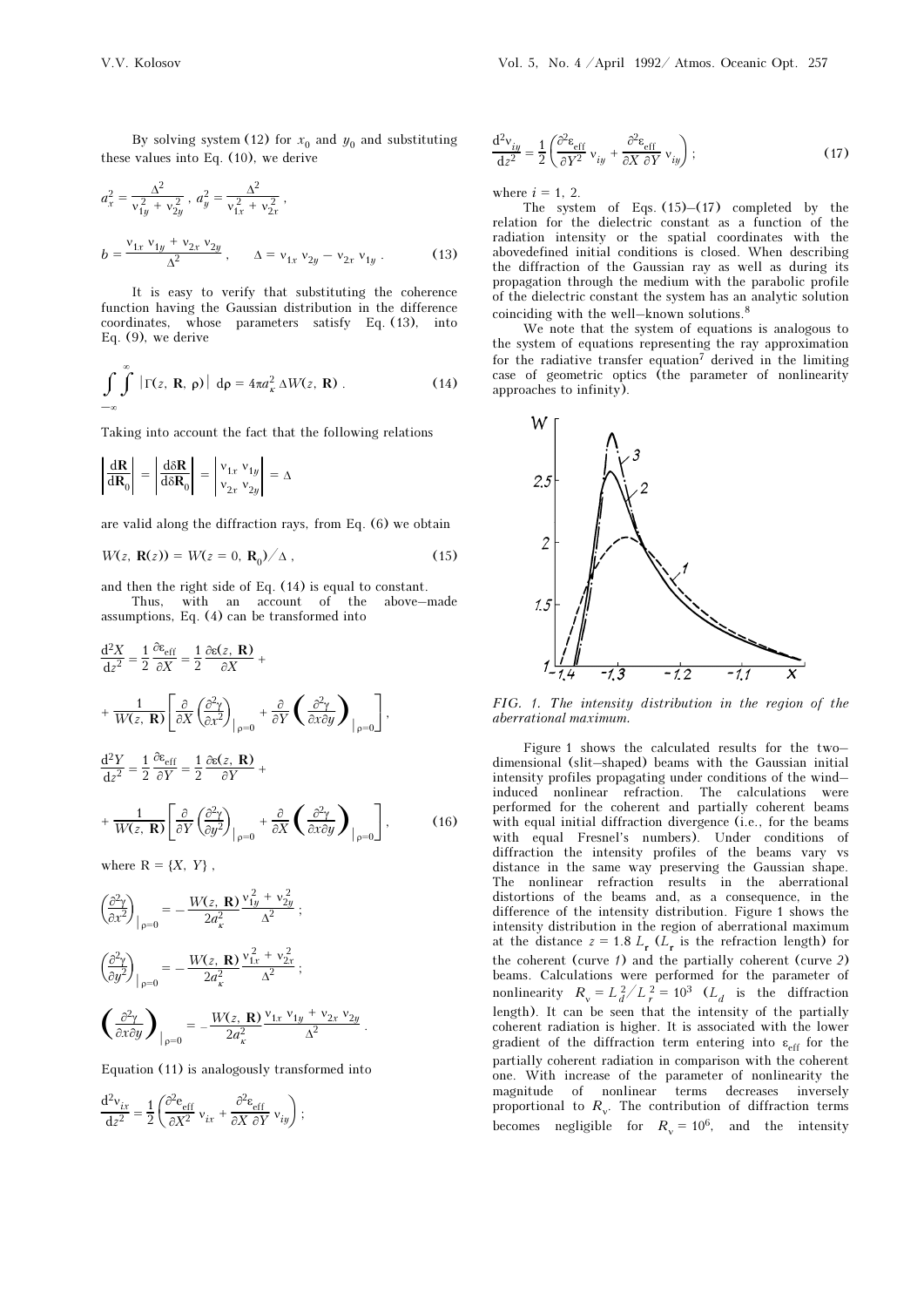By solving system (12) for $x_0$ and $y_0$ and substituting these values into Eq. (10), we derive

$$a_x^2 = \frac{\Delta^2}{\nu_{1y}^2 + \nu_{2y}^2}\,,\; a_y^2 = \frac{\Delta^2}{\nu_{1x}^2 + \nu_{2x}^2}\,,$$

$$b = \frac{\nu_{1x}\,\nu_{1y} + \nu_{2x}\,\nu_{2y}}{\Delta^2}\,, \qquad \Delta = \nu_{1x}\,\nu_{2y} - \nu_{2x}\,\nu_{1y}\,. \tag{13}$$

It is easy to verify that substituting the coherence function having the Gaussian distribution in the difference coordinates, whose parameters satisfy Eq. (13), into Eq. (9), we derive

$$\int\limits_{-\infty}^{\infty}\!\!\int |\Gamma(z,\,\mathbf{R},\,\rho)|\;\mathrm{d}\rho = 4\pi a_\kappa^2\,\Delta W(z,\,\mathbf{R})\,. \tag{14}$$

Taking into account the fact that the following relations

$$\left|\frac{\mathrm{d}\mathbf{R}}{\mathrm{d}\mathbf{R}_0}\right| = \left|\frac{\mathrm{d}\delta\mathbf{R}}{\mathrm{d}\delta\mathbf{R}_0}\right| = \begin{vmatrix}\nu_{1x} & \nu_{1y}\\ \nu_{2x} & \nu_{2y}\end{vmatrix} = \Delta$$

are valid along the diffraction rays, from Eq. (6) we obtain

$$W(z,\,\mathbf{R}(z)) = W(z = 0,\,\mathbf{R}_0)/\Delta\,, \tag{15}$$

and then the right side of Eq. (14) is equal to constant.

Thus, with an account of the above–made assumptions, Eq. (4) can be transformed into

$$\frac{\mathrm{d}^2X}{\mathrm{d}z^2} = \frac{1}{2}\frac{\partial\varepsilon_{\mathrm{eff}}}{\partial X} = \frac{1}{2}\frac{\partial\varepsilon(z,\,\mathbf{R})}{\partial X} + \frac{1}{W(z,\,\mathbf{R})}\left[\frac{\partial}{\partial X}\left(\frac{\partial^2\gamma}{\partial x^2}\right)_{\big|\rho=0} + \frac{\partial}{\partial Y}\left(\frac{\partial^2\gamma}{\partial x\partial y}\right)_{\big|\rho=0}\right],$$

$$\frac{\mathrm{d}^2Y}{\mathrm{d}z^2} = \frac{1}{2}\frac{\partial\varepsilon_{\mathrm{eff}}}{\partial Y} = \frac{1}{2}\frac{\partial\varepsilon(z,\,\mathbf{R})}{\partial Y} + \frac{1}{W(z,\,\mathbf{R})}\left[\frac{\partial}{\partial Y}\left(\frac{\partial^2\gamma}{\partial y^2}\right)_{\big|\rho=0} + \frac{\partial}{\partial X}\left(\frac{\partial^2\gamma}{\partial x\partial y}\right)_{\big|\rho=0}\right], \tag{16}$$

where $\mathrm{R} = \{X,\,Y\}$,

$$\left(\frac{\partial^2\gamma}{\partial x^2}\right)_{\big|\rho=0} = -\frac{W(z,\,\mathbf{R})}{2a_\kappa^2}\frac{\nu_{1y}^2 + \nu_{2y}^2}{\Delta^2}\,;$$

$$\left(\frac{\partial^2\gamma}{\partial y^2}\right)_{\big|\rho=0} = -\frac{W(z,\,\mathbf{R})}{2a_\kappa^2}\frac{\nu_{1x}^2 + \nu_{2x}^2}{\Delta^2}\,;$$

$$\left(\frac{\partial^2\gamma}{\partial x\partial y}\right)_{\big|\rho=0} = -\frac{W(z,\,\mathbf{R})}{2a_\kappa^2}\frac{\nu_{1x}\,\nu_{1y} + \nu_{2x}\,\nu_{2y}}{\Delta^2}\,.$$

Equation (11) is analogously transformed into

$$\frac{\mathrm{d}^2\nu_{ix}}{\mathrm{d}z^2} = \frac{1}{2}\left(\frac{\partial^2 \varepsilon_{\mathrm{eff}}}{\partial X^2}\,\nu_{ix} + \frac{\partial^2\varepsilon_{\mathrm{eff}}}{\partial X\,\partial Y}\,\nu_{iy}\right);$$

$$\frac{\mathrm{d}^2\nu_{iy}}{\mathrm{d}z^2} = \frac{1}{2}\left(\frac{\partial^2 \varepsilon_{\mathrm{eff}}}{\partial Y^2}\,\nu_{iy} + \frac{\partial^2\varepsilon_{\mathrm{eff}}}{\partial X\,\partial Y}\,\nu_{iy}\right); \tag{17}$$

where $i = 1,\,2$.

The system of Eqs. (15)–(17) completed by the relation for the dielectric constant as a function of the radiation intensity or the spatial coordinates with the abovedefined initial conditions is closed. When describing the diffraction of the Gaussian ray as well as during its propagation through the medium with the parabolic profile of the dielectric constant the system has an analytic solution coinciding with the well–known solutions.[8]

We note that the system of equations is analogous to the system of equations representing the ray approximation for the radiative transfer equation[7] derived in the limiting case of geometric optics (the parameter of nonlinearity approaches to infinity).

*FIG. 1. The intensity distribution in the region of the aberrational maximum.*

Figure 1 shows the calculated results for the two–dimensional (slit–shaped) beams with the Gaussian initial intensity profiles propagating under conditions of the wind–induced nonlinear refraction. The calculations were performed for the coherent and partially coherent beams with equal initial diffraction divergence (i.e., for the beams with equal Fresnel's numbers). Under conditions of diffraction the intensity profiles of the beams vary vs distance in the same way preserving the Gaussian shape. The nonlinear refraction results in the aberrational distortions of the beams and, as a consequence, in the difference of the intensity distribution. Figure 1 shows the intensity distribution in the region of aberrational maximum at the distance $z = 1.8\,L_r$ ($L_r$ is the refraction length) for the coherent (curve *1*) and the partially coherent (curve *2*) beams. Calculations were performed for the parameter of nonlinearity $R_\nu = L_d^2/L_r^2 = 10^3$ ($L_d$ is the diffraction length). It can be seen that the intensity of the partially coherent radiation is higher. It is associated with the lower gradient of the diffraction term entering into $\varepsilon_{\mathrm{eff}}$ for the partially coherent radiation in comparison with the coherent one. With increase of the parameter of nonlinearity the magnitude of nonlinear terms decreases inversely proportional to $R_\nu$. The contribution of diffraction terms becomes negligible for $R_\nu = 10^6$, and the intensity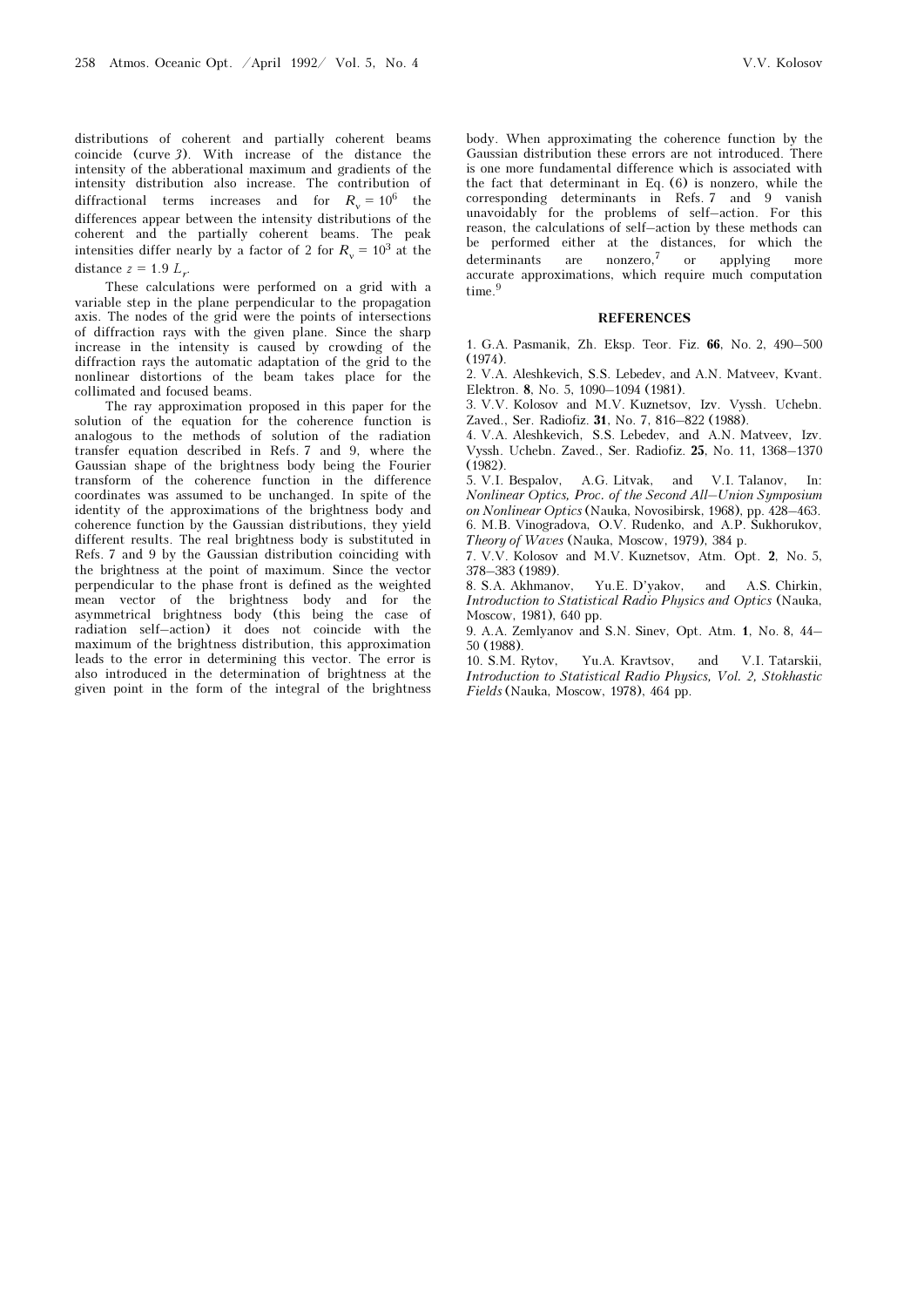distributions of coherent and partially coherent beams coincide (curve *3*). With increase of the distance the intensity of the abberational maximum and gradients of the intensity distribution also increase. The contribution of diffractional terms increases and for $R_v = 10^6$ the differences appear between the intensity distributions of the coherent and the partially coherent beams. The peak intensities differ nearly by a factor of 2 for $R_v = 10^3$ at the distance $z = 1.9\ L_r$.

These calculations were performed on a grid with a variable step in the plane perpendicular to the propagation axis. The nodes of the grid were the points of intersections of diffraction rays with the given plane. Since the sharp increase in the intensity is caused by crowding of the diffraction rays the automatic adaptation of the grid to the nonlinear distortions of the beam takes place for the collimated and focused beams.

The ray approximation proposed in this paper for the solution of the equation for the coherence function is analogous to the methods of solution of the radiation transfer equation described in Refs. 7 and 9, where the Gaussian shape of the brightness body being the Fourier transform of the coherence function in the difference coordinates was assumed to be unchanged. In spite of the identity of the approximations of the brightness body and coherence function by the Gaussian distributions, they yield different results. The real brightness body is substituted in Refs. 7 and 9 by the Gaussian distribution coinciding with the brightness at the point of maximum. Since the vector perpendicular to the phase front is defined as the weighted mean vector of the brightness body and for the asymmetrical brightness body (this being the case of radiation self–action) it does not coincide with the maximum of the brightness distribution, this approximation leads to the error in determining this vector. The error is also introduced in the determination of brightness at the given point in the form of the integral of the brightness body. When approximating the coherence function by the Gaussian distribution these errors are not introduced. There is one more fundamental difference which is associated with the fact that determinant in Eq. (6) is nonzero, while the corresponding determinants in Refs. 7 and 9 vanish unavoidably for the problems of self–action. For this reason, the calculations of self–action by these methods can be performed either at the distances, for which the determinants are nonzero,[7] or applying more accurate approximations, which require much computation time.[9]

## REFERENCES

1. G.A. Pasmanik, Zh. Eksp. Teor. Fiz. **66**, No. 2, 490–500 (1974).
2. V.A. Aleshkevich, S.S. Lebedev, and A.N. Matveev, Kvant. Elektron. **8**, No. 5, 1090–1094 (1981).
3. V.V. Kolosov and M.V. Kuznetsov, Izv. Vyssh. Uchebn. Zaved., Ser. Radiofiz. **31**, No. 7, 816–822 (1988).
4. V.A. Aleshkevich, S.S. Lebedev, and A.N. Matveev, Izv. Vyssh. Uchebn. Zaved., Ser. Radiofiz. **25**, No. 11, 1368–1370 (1982).
5. V.I. Bespalov, A.G. Litvak, and V.I. Talanov, In: *Nonlinear Optics, Proc. of the Second All–Union Symposium on Nonlinear Optics* (Nauka, Novosibirsk, 1968), pp. 428–463.
6. M.B. Vinogradova, O.V. Rudenko, and A.P. Sukhorukov, *Theory of Waves* (Nauka, Moscow, 1979), 384 p.
7. V.V. Kolosov and M.V. Kuznetsov, Atm. Opt. **2**, No. 5, 378–383 (1989).
8. S.A. Akhmanov, Yu.E. D'yakov, and A.S. Chirkin, *Introduction to Statistical Radio Physics and Optics* (Nauka, Moscow, 1981), 640 pp.
9. A.A. Zemlyanov and S.N. Sinev, Opt. Atm. **1**, No. 8, 44–50 (1988).
10. S.M. Rytov, Yu.A. Kravtsov, and V.I. Tatarskii, *Introduction to Statistical Radio Physics, Vol. 2, Stokhastic Fields* (Nauka, Moscow, 1978), 464 pp.